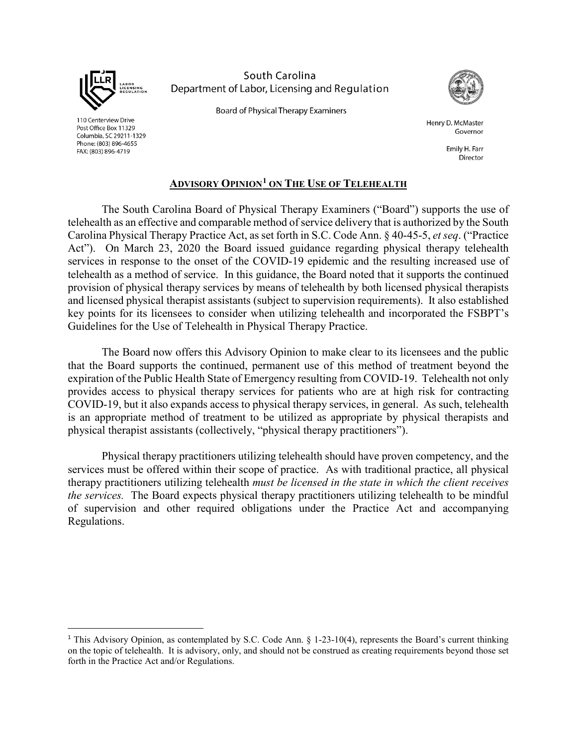South Carolina
Department of Labor, Licensing and Regulation

Board of Physical Therapy Examiners

110 Centerview Drive
Post Office Box 11329
Columbia, SC 29211-1329
Phone: (803) 896-4655
FAX: (803) 896-4719

Henry D. McMaster
Governor

Emily H. Farr
Director

## **Advisory Opinion[1] on The Use of Telehealth**

The South Carolina Board of Physical Therapy Examiners ("Board") supports the use of telehealth as an effective and comparable method of service delivery that is authorized by the South Carolina Physical Therapy Practice Act, as set forth in S.C. Code Ann. § 40-45-5, *et seq*. ("Practice Act"). On March 23, 2020 the Board issued guidance regarding physical therapy telehealth services in response to the onset of the COVID-19 epidemic and the resulting increased use of telehealth as a method of service. In this guidance, the Board noted that it supports the continued provision of physical therapy services by means of telehealth by both licensed physical therapists and licensed physical therapist assistants (subject to supervision requirements). It also established key points for its licensees to consider when utilizing telehealth and incorporated the FSBPT's Guidelines for the Use of Telehealth in Physical Therapy Practice.

The Board now offers this Advisory Opinion to make clear to its licensees and the public that the Board supports the continued, permanent use of this method of treatment beyond the expiration of the Public Health State of Emergency resulting from COVID-19. Telehealth not only provides access to physical therapy services for patients who are at high risk for contracting COVID-19, but it also expands access to physical therapy services, in general. As such, telehealth is an appropriate method of treatment to be utilized as appropriate by physical therapists and physical therapist assistants (collectively, "physical therapy practitioners").

Physical therapy practitioners utilizing telehealth should have proven competency, and the services must be offered within their scope of practice. As with traditional practice, all physical therapy practitioners utilizing telehealth *must be licensed in the state in which the client receives the services.* The Board expects physical therapy practitioners utilizing telehealth to be mindful of supervision and other required obligations under the Practice Act and accompanying Regulations.

---

[1] This Advisory Opinion, as contemplated by S.C. Code Ann. § 1-23-10(4), represents the Board's current thinking on the topic of telehealth. It is advisory, only, and should not be construed as creating requirements beyond those set forth in the Practice Act and/or Regulations.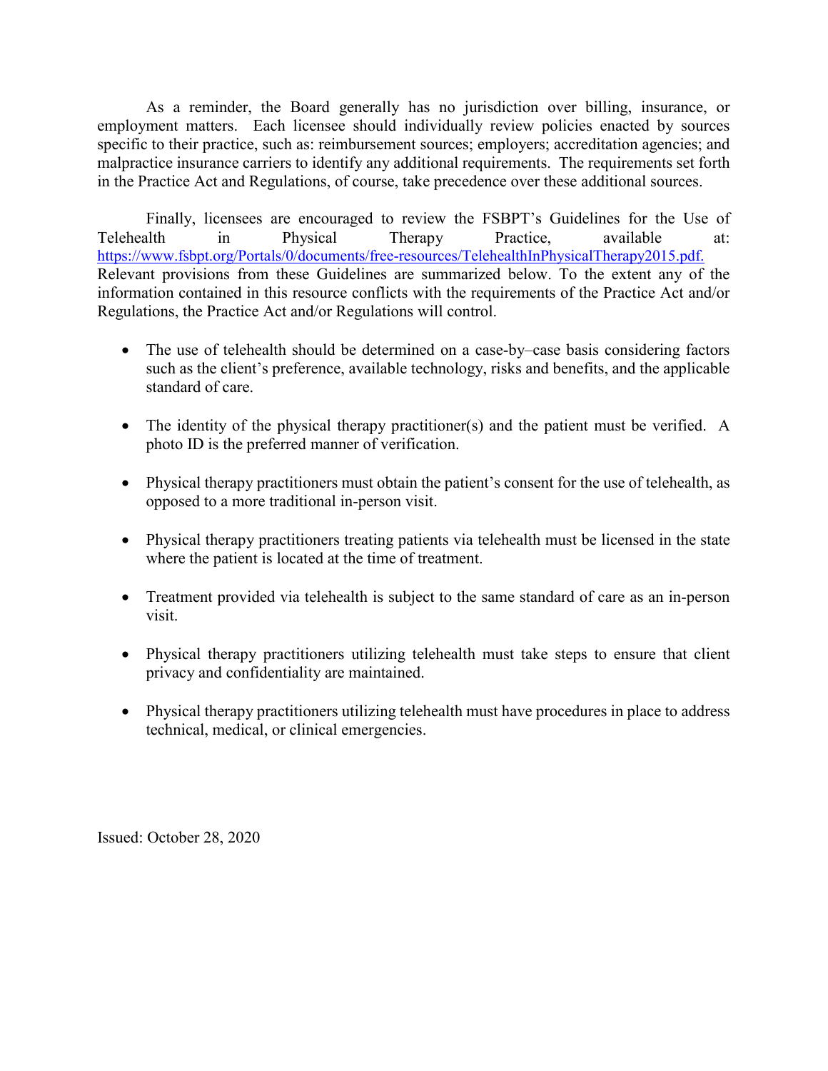As a reminder, the Board generally has no jurisdiction over billing, insurance, or employment matters. Each licensee should individually review policies enacted by sources specific to their practice, such as: reimbursement sources; employers; accreditation agencies; and malpractice insurance carriers to identify any additional requirements. The requirements set forth in the Practice Act and Regulations, of course, take precedence over these additional sources.

Finally, licensees are encouraged to review the FSBPT's Guidelines for the Use of Telehealth in Physical Therapy Practice, available at: https://www.fsbpt.org/Portals/0/documents/free-resources/TelehealthInPhysicalTherapy2015.pdf. Relevant provisions from these Guidelines are summarized below. To the extent any of the information contained in this resource conflicts with the requirements of the Practice Act and/or Regulations, the Practice Act and/or Regulations will control.

- The use of telehealth should be determined on a case-by–case basis considering factors such as the client's preference, available technology, risks and benefits, and the applicable standard of care.
- The identity of the physical therapy practitioner(s) and the patient must be verified. A photo ID is the preferred manner of verification.
- Physical therapy practitioners must obtain the patient's consent for the use of telehealth, as opposed to a more traditional in-person visit.
- Physical therapy practitioners treating patients via telehealth must be licensed in the state where the patient is located at the time of treatment.
- Treatment provided via telehealth is subject to the same standard of care as an in-person visit.
- Physical therapy practitioners utilizing telehealth must take steps to ensure that client privacy and confidentiality are maintained.
- Physical therapy practitioners utilizing telehealth must have procedures in place to address technical, medical, or clinical emergencies.

Issued: October 28, 2020